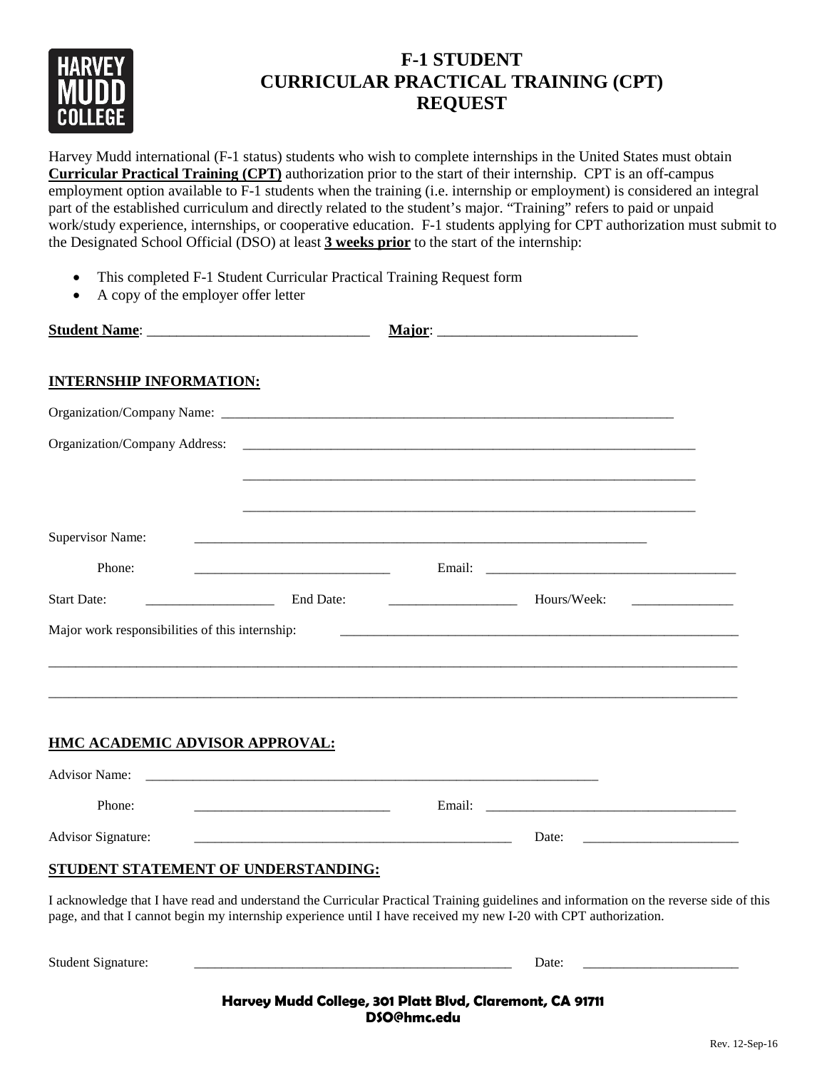# F-1 STUDENT CURRICULAR PRACTICAL TRAINING (CPT) REQUEST

Harvey Mudd international (F-1 status) students who wish to complete internships in the United States must obtain **Curricular Practical Training (CPT)** authorization prior to the start of their internship. CPT is an off-campus employment option available to F-1 students when the training (i.e. internship or employment) is considered an integral part of the established curriculum and directly related to the student's major. "Training" refers to paid or unpaid work/study experience, internships, or cooperative education. F-1 students applying for CPT authorization must submit to the Designated School Official (DSO) at least **3 weeks prior** to the start of the internship:

- This completed F-1 Student Curricular Practical Training Request form
- A copy of the employer offer letter

**Student Name**: ______________________________ **Major**: ___________________________

## INTERNSHIP INFORMATION:

Organization/Company Name: ______________________________________________________________________

Organization/Company Address: ______________________________________________________________________

______________________________________________________________________

______________________________________________________________________

Supervisor Name: ______________________________________________________________________

Phone: ______________________________ Email: _____________________________________

Start Date: ___________________ End Date: ___________________ Hours/Week: _______________

Major work responsibilities of this internship: ______________________________________________________________

_____________________________________________________________________________________________

_____________________________________________________________________________________________

## HMC ACADEMIC ADVISOR APPROVAL:

Advisor Name: ______________________________________________________________________

Phone: ______________________________ Email: _____________________________________

Advisor Signature: ________________________________________________ Date: ______________________

## STUDENT STATEMENT OF UNDERSTANDING:

I acknowledge that I have read and understand the Curricular Practical Training guidelines and information on the reverse side of this page, and that I cannot begin my internship experience until I have received my new I-20 with CPT authorization.

Student Signature: ________________________________________________ Date: ______________________

**Harvey Mudd College, 301 Platt Blvd, Claremont, CA 91711**
**DSO@hmc.edu**

Rev. 12-Sep-16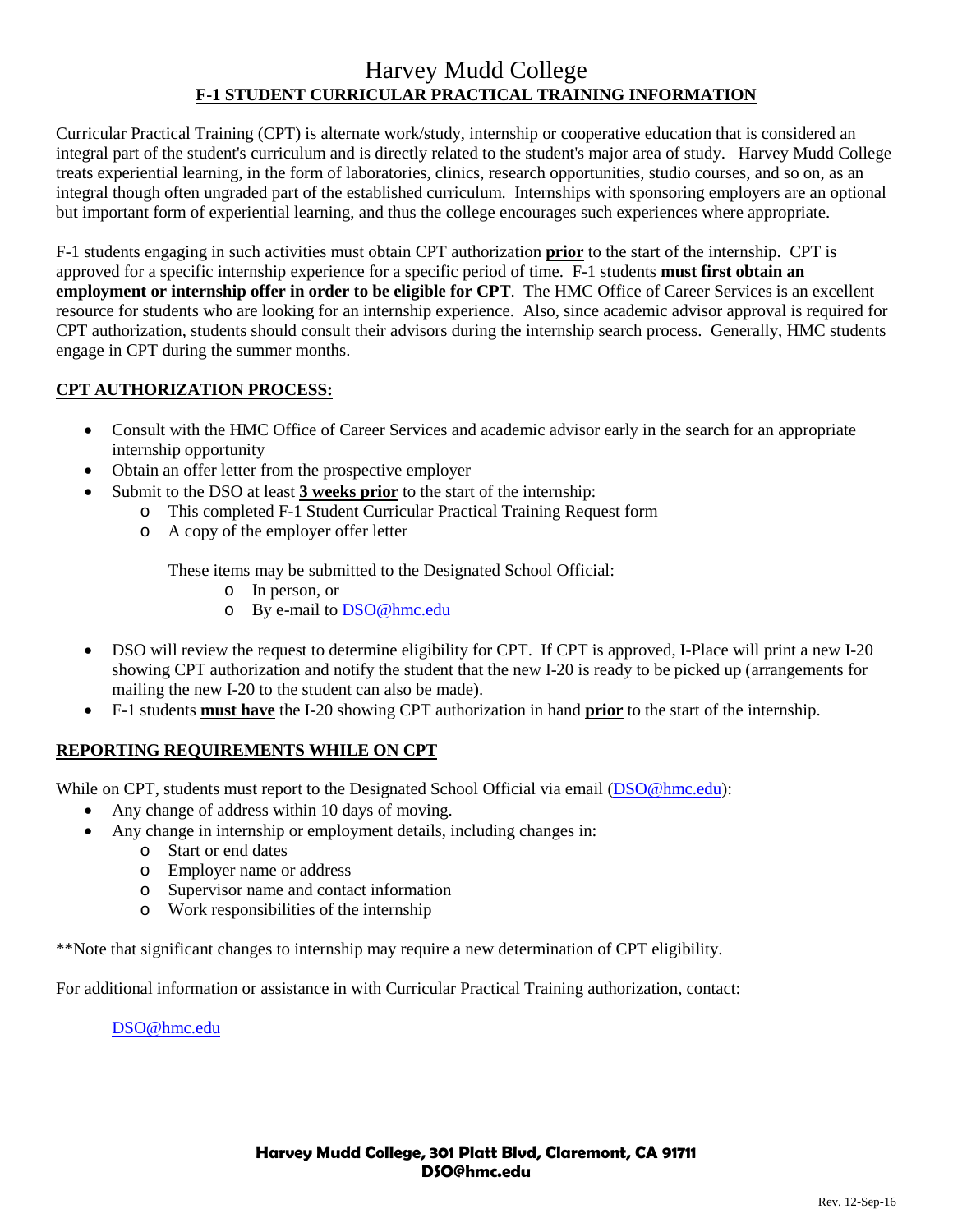# Harvey Mudd College

## F-1 STUDENT CURRICULAR PRACTICAL TRAINING INFORMATION

Curricular Practical Training (CPT) is alternate work/study, internship or cooperative education that is considered an integral part of the student's curriculum and is directly related to the student's major area of study. Harvey Mudd College treats experiential learning, in the form of laboratories, clinics, research opportunities, studio courses, and so on, as an integral though often ungraded part of the established curriculum. Internships with sponsoring employers are an optional but important form of experiential learning, and thus the college encourages such experiences where appropriate.

F-1 students engaging in such activities must obtain CPT authorization **prior** to the start of the internship. CPT is approved for a specific internship experience for a specific period of time. F-1 students **must first obtain an employment or internship offer in order to be eligible for CPT**. The HMC Office of Career Services is an excellent resource for students who are looking for an internship experience. Also, since academic advisor approval is required for CPT authorization, students should consult their advisors during the internship search process. Generally, HMC students engage in CPT during the summer months.

### CPT AUTHORIZATION PROCESS:

- Consult with the HMC Office of Career Services and academic advisor early in the search for an appropriate internship opportunity
- Obtain an offer letter from the prospective employer
- Submit to the DSO at least **3 weeks prior** to the start of the internship:
  - This completed F-1 Student Curricular Practical Training Request form
  - A copy of the employer offer letter

  These items may be submitted to the Designated School Official:
    - In person, or
    - By e-mail to DSO@hmc.edu

- DSO will review the request to determine eligibility for CPT. If CPT is approved, I-Place will print a new I-20 showing CPT authorization and notify the student that the new I-20 is ready to be picked up (arrangements for mailing the new I-20 to the student can also be made).
- F-1 students **must have** the I-20 showing CPT authorization in hand **prior** to the start of the internship.

### REPORTING REQUIREMENTS WHILE ON CPT

While on CPT, students must report to the Designated School Official via email (DSO@hmc.edu):

- Any change of address within 10 days of moving.
- Any change in internship or employment details, including changes in:
  - Start or end dates
  - Employer name or address
  - Supervisor name and contact information
  - Work responsibilities of the internship

**Note that significant changes to internship may require a new determination of CPT eligibility.

For additional information or assistance in with Curricular Practical Training authorization, contact:

DSO@hmc.edu

**Harvey Mudd College, 301 Platt Blvd, Claremont, CA 91711**
**DSO@hmc.edu**

Rev. 12-Sep-16